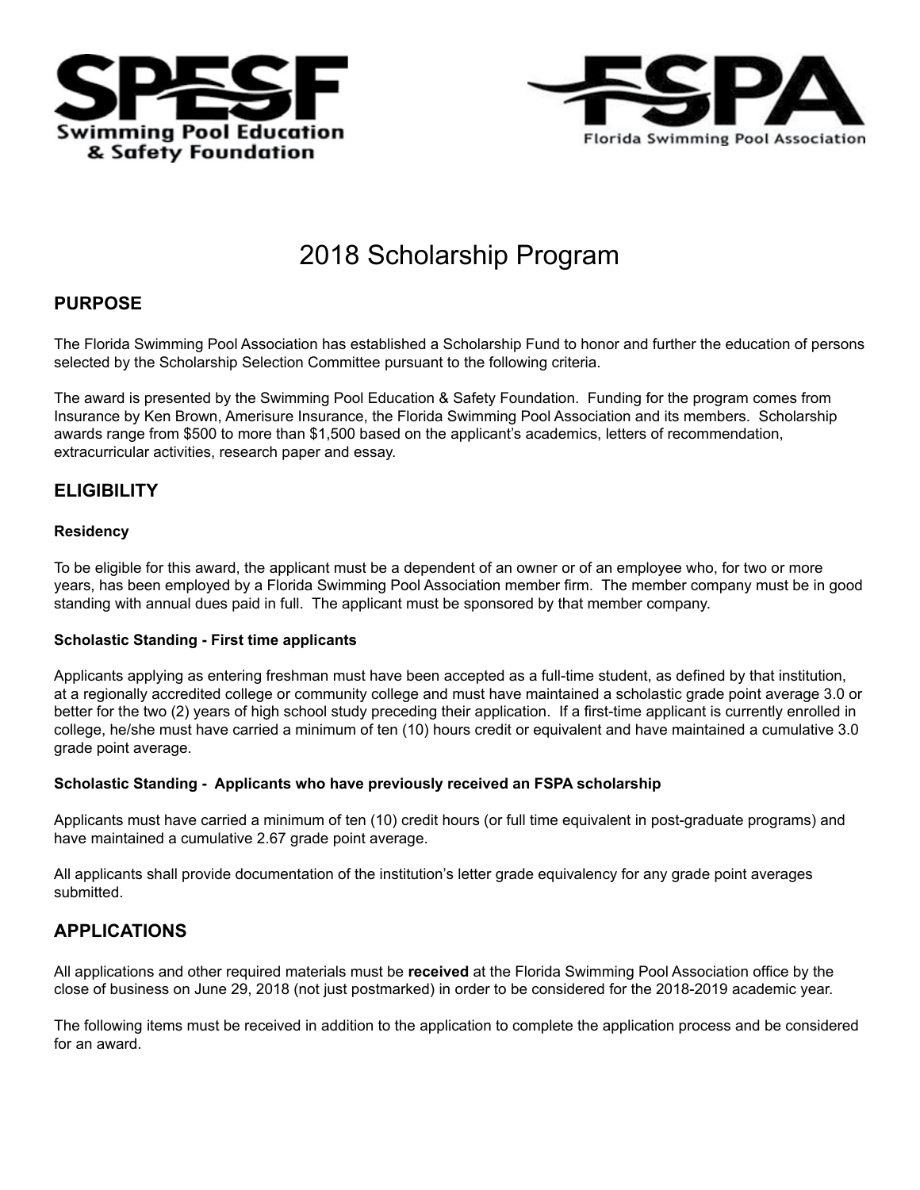SPESF Swimming Pool Education & Safety Foundation

FSPA Florida Swimming Pool Association

# 2018 Scholarship Program

## PURPOSE

The Florida Swimming Pool Association has established a Scholarship Fund to honor and further the education of persons selected by the Scholarship Selection Committee pursuant to the following criteria.

The award is presented by the Swimming Pool Education & Safety Foundation. Funding for the program comes from Insurance by Ken Brown, Amerisure Insurance, the Florida Swimming Pool Association and its members. Scholarship awards range from $500 to more than $1,500 based on the applicant's academics, letters of recommendation, extracurricular activities, research paper and essay.

## ELIGIBILITY

### Residency

To be eligible for this award, the applicant must be a dependent of an owner or of an employee who, for two or more years, has been employed by a Florida Swimming Pool Association member firm. The member company must be in good standing with annual dues paid in full. The applicant must be sponsored by that member company.

### Scholastic Standing - First time applicants

Applicants applying as entering freshman must have been accepted as a full-time student, as defined by that institution, at a regionally accredited college or community college and must have maintained a scholastic grade point average 3.0 or better for the two (2) years of high school study preceding their application. If a first-time applicant is currently enrolled in college, he/she must have carried a minimum of ten (10) hours credit or equivalent and have maintained a cumulative 3.0 grade point average.

### Scholastic Standing - Applicants who have previously received an FSPA scholarship

Applicants must have carried a minimum of ten (10) credit hours (or full time equivalent in post-graduate programs) and have maintained a cumulative 2.67 grade point average.

All applicants shall provide documentation of the institution's letter grade equivalency for any grade point averages submitted.

## APPLICATIONS

All applications and other required materials must be **received** at the Florida Swimming Pool Association office by the close of business on June 29, 2018 (not just postmarked) in order to be considered for the 2018-2019 academic year.

The following items must be received in addition to the application to complete the application process and be considered for an award.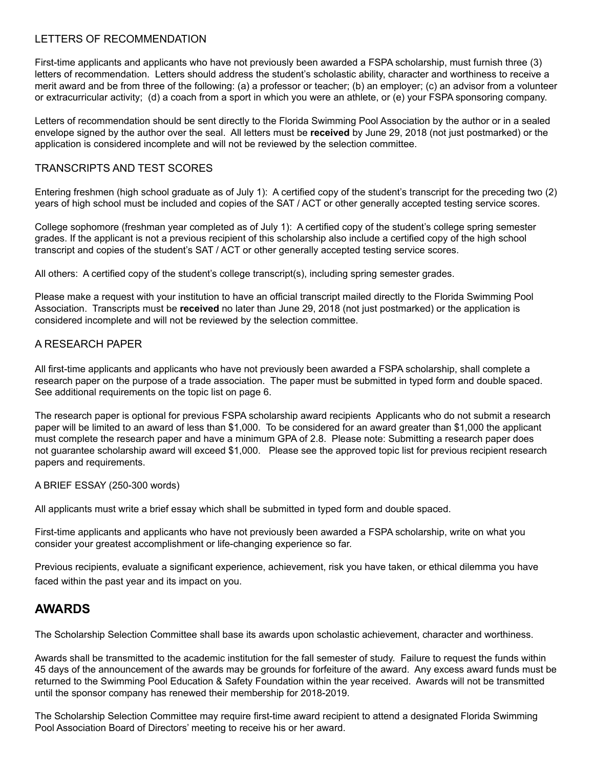### LETTERS OF RECOMMENDATION

First-time applicants and applicants who have not previously been awarded a FSPA scholarship, must furnish three (3) letters of recommendation. Letters should address the student's scholastic ability, character and worthiness to receive a merit award and be from three of the following: (a) a professor or teacher; (b) an employer; (c) an advisor from a volunteer or extracurricular activity; (d) a coach from a sport in which you were an athlete, or (e) your FSPA sponsoring company.

Letters of recommendation should be sent directly to the Florida Swimming Pool Association by the author or in a sealed envelope signed by the author over the seal. All letters must be **received** by June 29, 2018 (not just postmarked) or the application is considered incomplete and will not be reviewed by the selection committee.

### TRANSCRIPTS AND TEST SCORES

Entering freshmen (high school graduate as of July 1): A certified copy of the student's transcript for the preceding two (2) years of high school must be included and copies of the SAT / ACT or other generally accepted testing service scores.

College sophomore (freshman year completed as of July 1): A certified copy of the student's college spring semester grades. If the applicant is not a previous recipient of this scholarship also include a certified copy of the high school transcript and copies of the student's SAT / ACT or other generally accepted testing service scores.

All others: A certified copy of the student's college transcript(s), including spring semester grades.

Please make a request with your institution to have an official transcript mailed directly to the Florida Swimming Pool Association. Transcripts must be **received** no later than June 29, 2018 (not just postmarked) or the application is considered incomplete and will not be reviewed by the selection committee.

### A RESEARCH PAPER

All first-time applicants and applicants who have not previously been awarded a FSPA scholarship, shall complete a research paper on the purpose of a trade association. The paper must be submitted in typed form and double spaced. See additional requirements on the topic list on page 6.

The research paper is optional for previous FSPA scholarship award recipients Applicants who do not submit a research paper will be limited to an award of less than $1,000. To be considered for an award greater than $1,000 the applicant must complete the research paper and have a minimum GPA of 2.8. Please note: Submitting a research paper does not guarantee scholarship award will exceed $1,000. Please see the approved topic list for previous recipient research papers and requirements.

### A BRIEF ESSAY (250-300 words)

All applicants must write a brief essay which shall be submitted in typed form and double spaced.

First-time applicants and applicants who have not previously been awarded a FSPA scholarship, write on what you consider your greatest accomplishment or life-changing experience so far.

Previous recipients, evaluate a significant experience, achievement, risk you have taken, or ethical dilemma you have faced within the past year and its impact on you.

## AWARDS

The Scholarship Selection Committee shall base its awards upon scholastic achievement, character and worthiness.

Awards shall be transmitted to the academic institution for the fall semester of study. Failure to request the funds within 45 days of the announcement of the awards may be grounds for forfeiture of the award. Any excess award funds must be returned to the Swimming Pool Education & Safety Foundation within the year received. Awards will not be transmitted until the sponsor company has renewed their membership for 2018-2019.

The Scholarship Selection Committee may require first-time award recipient to attend a designated Florida Swimming Pool Association Board of Directors' meeting to receive his or her award.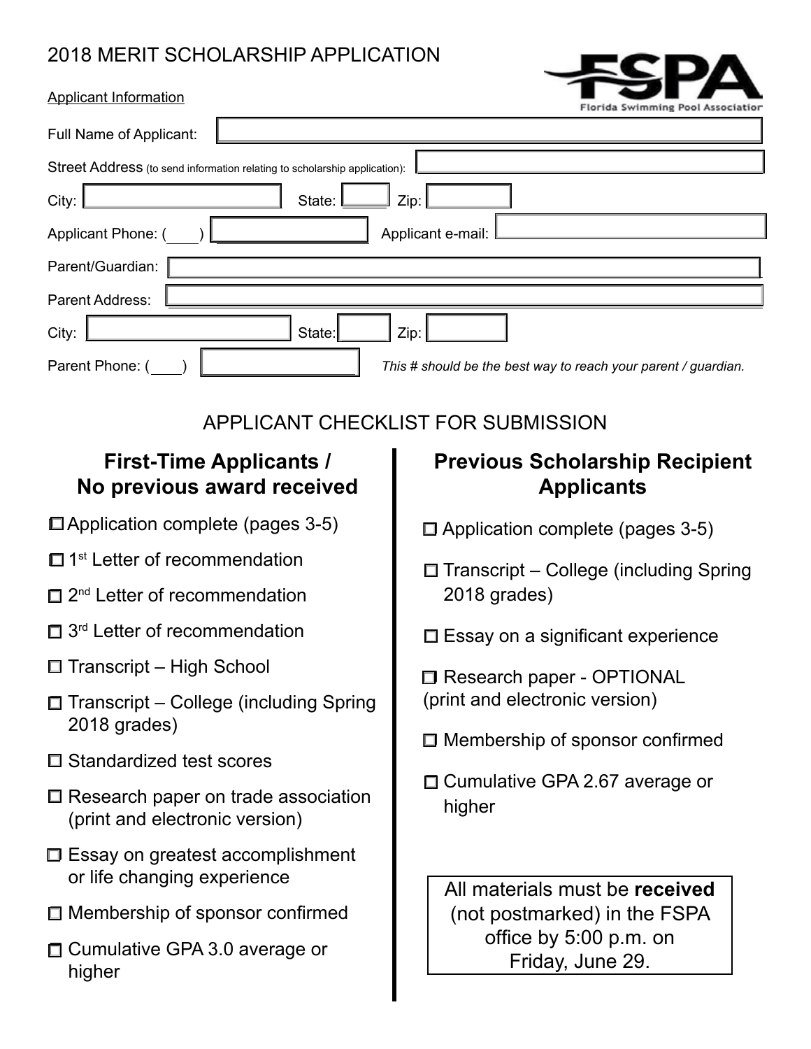# 2018 MERIT SCHOLARSHIP APPLICATION

FSPA Florida Swimming Pool Association

Applicant Information

Full Name of Applicant: ____________________

Street Address (to send information relating to scholarship application): ____________________

City: __________ State: ____ Zip: ______

Applicant Phone: (____) __________ Applicant e-mail: ____________________

Parent/Guardian: ____________________

Parent Address: ____________________

City: __________ State: ____ Zip: ______

Parent Phone: (____) __________ *This # should be the best way to reach your parent / guardian.*

## APPLICANT CHECKLIST FOR SUBMISSION

### First-Time Applicants / No previous award received

- ☐ Application complete (pages 3-5)
- ☐ 1st Letter of recommendation
- ☐ 2nd Letter of recommendation
- ☐ 3rd Letter of recommendation
- ☐ Transcript – High School
- ☐ Transcript – College (including Spring 2018 grades)
- ☐ Standardized test scores
- ☐ Research paper on trade association (print and electronic version)
- ☐ Essay on greatest accomplishment or life changing experience
- ☐ Membership of sponsor confirmed
- ☐ Cumulative GPA 3.0 average or higher

### Previous Scholarship Recipient Applicants

- ☐ Application complete (pages 3-5)
- ☐ Transcript – College (including Spring 2018 grades)
- ☐ Essay on a significant experience
- ☐ Research paper - OPTIONAL (print and electronic version)
- ☐ Membership of sponsor confirmed
- ☐ Cumulative GPA 2.67 average or higher

All materials must be **received** (not postmarked) in the FSPA office by 5:00 p.m. on Friday, June 29.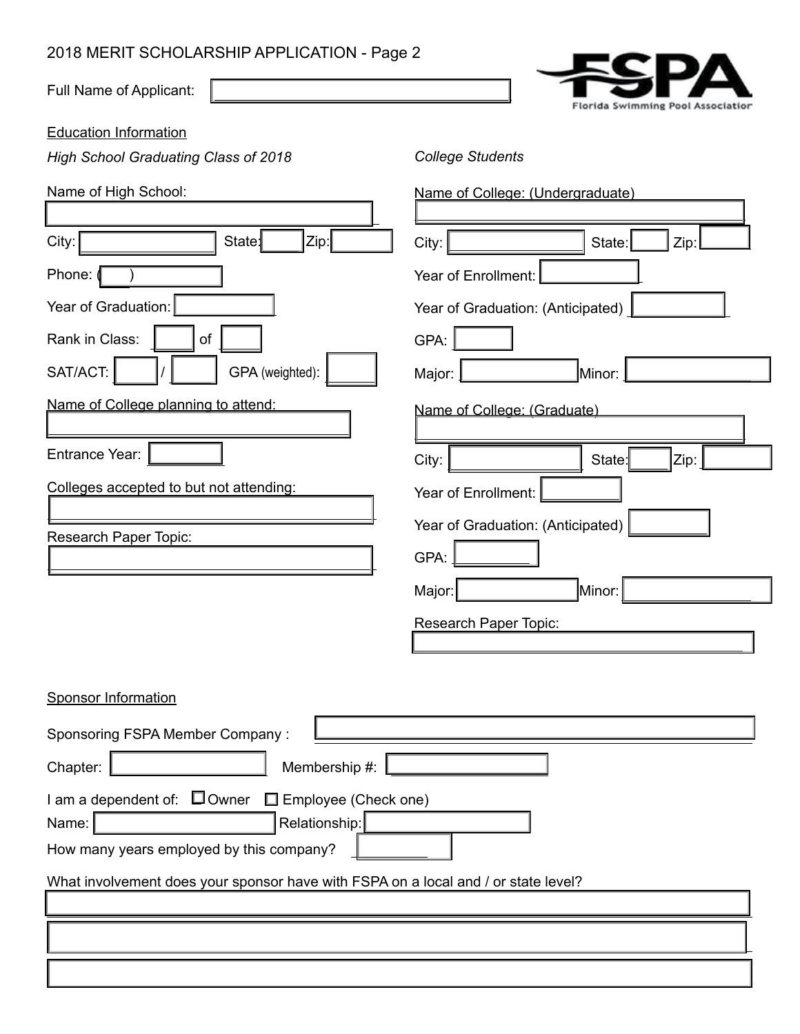2018 MERIT SCHOLARSHIP APPLICATION - Page 2

Full Name of Applicant: ____________________

FSPA Florida Swimming Pool Association

<u>Education Information</u>

*High School Graduating Class of 2018*

Name of High School: ____________________

City: __________ State: ____ Zip: ______

Phone: (___) __________

Year of Graduation: __________

Rank in Class: ____ of ____

SAT/ACT: ____ / ____ GPA (weighted): ____

<u>Name of College planning to attend:</u> ____________________

Entrance Year: ______

<u>Colleges accepted to but not attending:</u> ____________________

Research Paper Topic: ____________________

*College Students*

<u>Name of College: (Undergraduate)</u> ____________________

City: __________ State: ____ Zip: ______

Year of Enrollment: __________

Year of Graduation: (Anticipated) __________

GPA: ______

Major: __________ Minor: __________

<u>Name of College: (Graduate)</u> ____________________

City: __________ State: ____ Zip: ______

Year of Enrollment: __________

Year of Graduation: (Anticipated) __________

GPA: ______

Major: __________ Minor: __________

Research Paper Topic: ____________________

<u>Sponsor Information</u>

Sponsoring FSPA Member Company : ____________________

Chapter: __________ Membership #: __________

I am a dependent of: ☐ Owner ☐ Employee (Check one)

Name: __________ Relationship: __________

How many years employed by this company? ______

What involvement does your sponsor have with FSPA on a local and / or state level?

____________________

____________________

____________________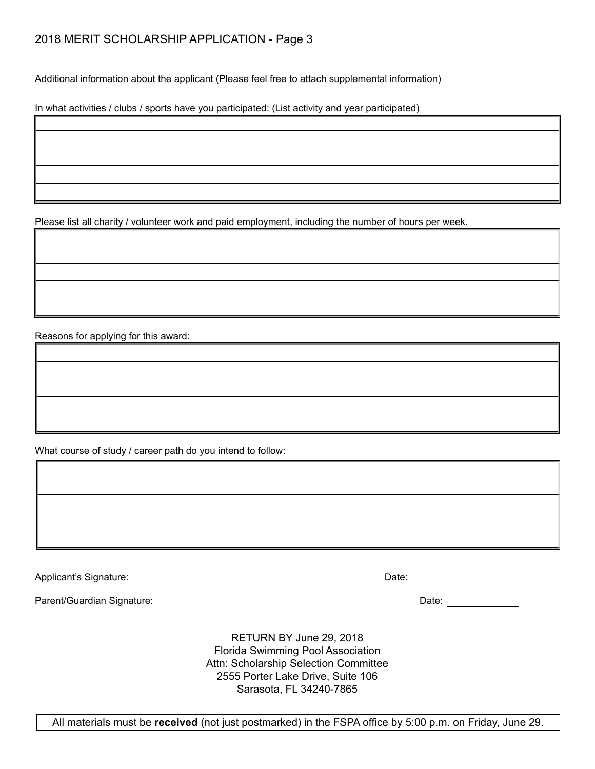# 2018 MERIT SCHOLARSHIP APPLICATION - Page 3

Additional information about the applicant (Please feel free to attach supplemental information)

In what activities / clubs / sports have you participated: (List activity and year participated)

| |
|---|
| |
| |
| |
| |

Please list all charity / volunteer work and paid employment, including the number of hours per week.

| |
|---|
| |
| |
| |
| |

Reasons for applying for this award:

| |
|---|
| |
| |
| |
| |

What course of study / career path do you intend to follow:

| |
|---|
| |
| |
| |
| |

Applicant's Signature: ______________________________ Date: __________

Parent/Guardian Signature: ______________________________ Date: __________

RETURN BY June 29, 2018
Florida Swimming Pool Association
Attn: Scholarship Selection Committee
2555 Porter Lake Drive, Suite 106
Sarasota, FL 34240-7865

All materials must be **received** (not just postmarked) in the FSPA office by 5:00 p.m. on Friday, June 29.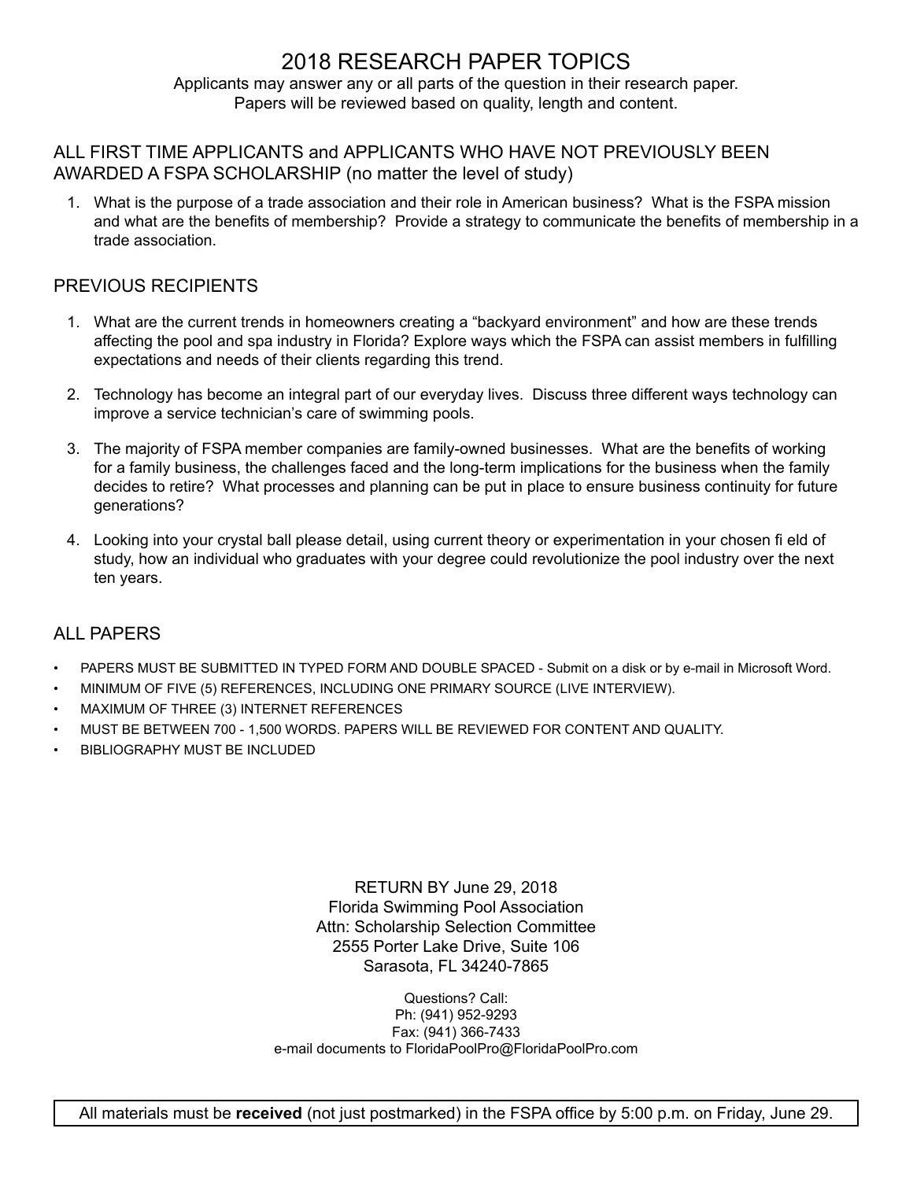# 2018 RESEARCH PAPER TOPICS

Applicants may answer any or all parts of the question in their research paper.
Papers will be reviewed based on quality, length and content.

## ALL FIRST TIME APPLICANTS and APPLICANTS WHO HAVE NOT PREVIOUSLY BEEN AWARDED A FSPA SCHOLARSHIP (no matter the level of study)

1. What is the purpose of a trade association and their role in American business? What is the FSPA mission and what are the benefits of membership? Provide a strategy to communicate the benefits of membership in a trade association.

## PREVIOUS RECIPIENTS

1. What are the current trends in homeowners creating a "backyard environment" and how are these trends affecting the pool and spa industry in Florida? Explore ways which the FSPA can assist members in fulfilling expectations and needs of their clients regarding this trend.
2. Technology has become an integral part of our everyday lives. Discuss three different ways technology can improve a service technician's care of swimming pools.
3. The majority of FSPA member companies are family-owned businesses. What are the benefits of working for a family business, the challenges faced and the long-term implications for the business when the family decides to retire? What processes and planning can be put in place to ensure business continuity for future generations?
4. Looking into your crystal ball please detail, using current theory or experimentation in your chosen fi eld of study, how an individual who graduates with your degree could revolutionize the pool industry over the next ten years.

## ALL PAPERS

- PAPERS MUST BE SUBMITTED IN TYPED FORM AND DOUBLE SPACED - Submit on a disk or by e-mail in Microsoft Word.
- MINIMUM OF FIVE (5) REFERENCES, INCLUDING ONE PRIMARY SOURCE (LIVE INTERVIEW).
- MAXIMUM OF THREE (3) INTERNET REFERENCES
- MUST BE BETWEEN 700 - 1,500 WORDS. PAPERS WILL BE REVIEWED FOR CONTENT AND QUALITY.
- BIBLIOGRAPHY MUST BE INCLUDED

RETURN BY June 29, 2018
Florida Swimming Pool Association
Attn: Scholarship Selection Committee
2555 Porter Lake Drive, Suite 106
Sarasota, FL 34240-7865

Questions? Call:
Ph: (941) 952-9293
Fax: (941) 366-7433
e-mail documents to FloridaPoolPro@FloridaPoolPro.com

All materials must be **received** (not just postmarked) in the FSPA office by 5:00 p.m. on Friday, June 29.